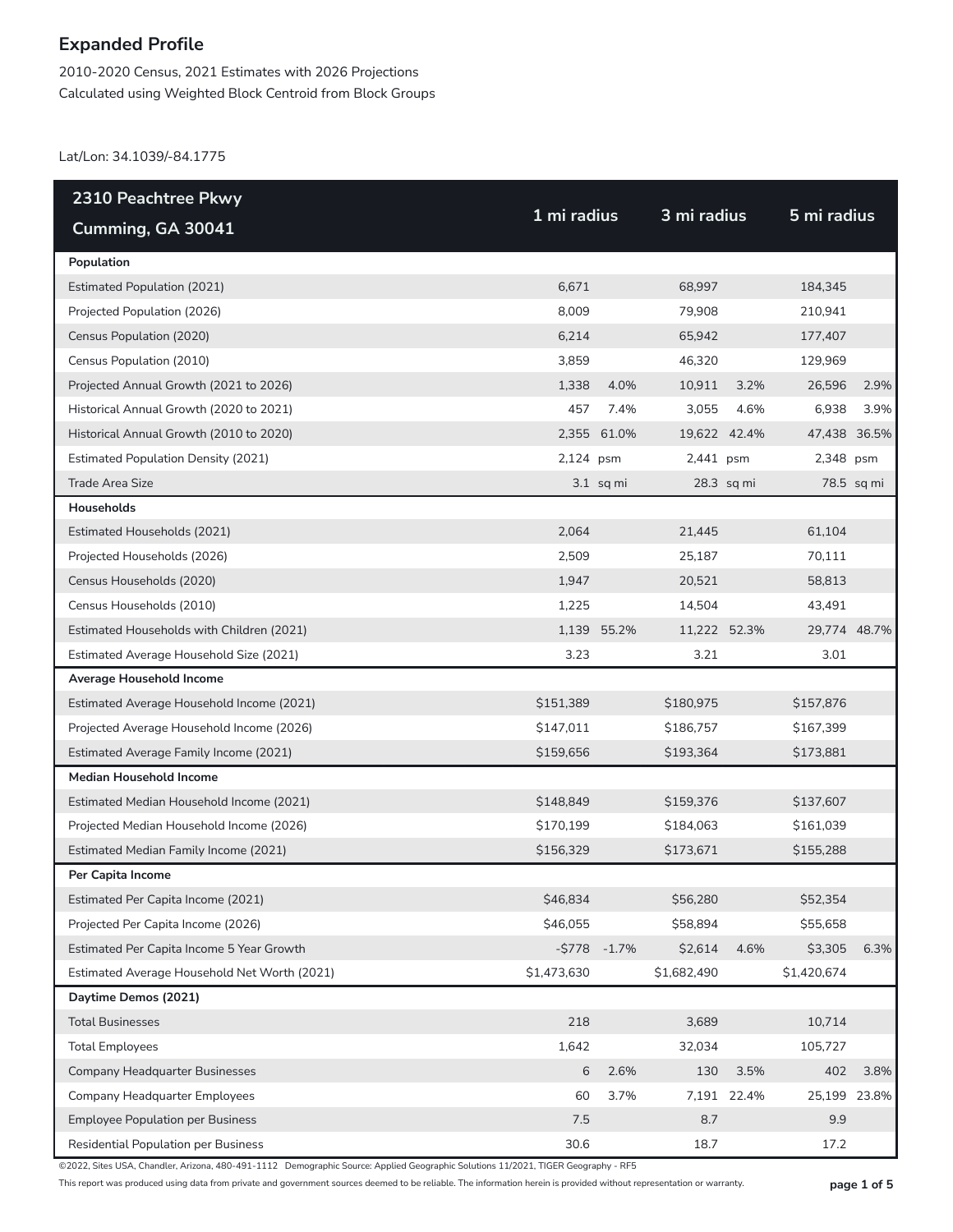# Expanded Profile

2010-2020 Census, 2021 Estimates with 2026 Projections

Calculated using Weighted Block Centroid from Block Groups

Lat/Lon: 34.1039/-84.1775

| 2310 Peachtree Pkwy Cumming, GA 30041 | 1 mi radius | | 3 mi radius | | 5 mi radius | |
|---|---|---|---|---|---|---|
| **Population** | | | | | | |
| Estimated Population (2021) | 6,671 | | 68,997 | | 184,345 | |
| Projected Population (2026) | 8,009 | | 79,908 | | 210,941 | |
| Census Population (2020) | 6,214 | | 65,942 | | 177,407 | |
| Census Population (2010) | 3,859 | | 46,320 | | 129,969 | |
| Projected Annual Growth (2021 to 2026) | 1,338 | 4.0% | 10,911 | 3.2% | 26,596 | 2.9% |
| Historical Annual Growth (2020 to 2021) | 457 | 7.4% | 3,055 | 4.6% | 6,938 | 3.9% |
| Historical Annual Growth (2010 to 2020) | 2,355 | 61.0% | 19,622 | 42.4% | 47,438 | 36.5% |
| Estimated Population Density (2021) | 2,124 | psm | 2,441 | psm | 2,348 | psm |
| Trade Area Size | 3.1 | sq mi | 28.3 | sq mi | 78.5 | sq mi |
| **Households** | | | | | | |
| Estimated Households (2021) | 2,064 | | 21,445 | | 61,104 | |
| Projected Households (2026) | 2,509 | | 25,187 | | 70,111 | |
| Census Households (2020) | 1,947 | | 20,521 | | 58,813 | |
| Census Households (2010) | 1,225 | | 14,504 | | 43,491 | |
| Estimated Households with Children (2021) | 1,139 | 55.2% | 11,222 | 52.3% | 29,774 | 48.7% |
| Estimated Average Household Size (2021) | 3.23 | | 3.21 | | 3.01 | |
| **Average Household Income** | | | | | | |
| Estimated Average Household Income (2021) | $151,389 | | $180,975 | | $157,876 | |
| Projected Average Household Income (2026) | $147,011 | | $186,757 | | $167,399 | |
| Estimated Average Family Income (2021) | $159,656 | | $193,364 | | $173,881 | |
| **Median Household Income** | | | | | | |
| Estimated Median Household Income (2021) | $148,849 | | $159,376 | | $137,607 | |
| Projected Median Household Income (2026) | $170,199 | | $184,063 | | $161,039 | |
| Estimated Median Family Income (2021) | $156,329 | | $173,671 | | $155,288 | |
| **Per Capita Income** | | | | | | |
| Estimated Per Capita Income (2021) | $46,834 | | $56,280 | | $52,354 | |
| Projected Per Capita Income (2026) | $46,055 | | $58,894 | | $55,658 | |
| Estimated Per Capita Income 5 Year Growth | -$778 | -1.7% | $2,614 | 4.6% | $3,305 | 6.3% |
| Estimated Average Household Net Worth (2021) | $1,473,630 | | $1,682,490 | | $1,420,674 | |
| **Daytime Demos (2021)** | | | | | | |
| Total Businesses | 218 | | 3,689 | | 10,714 | |
| Total Employees | 1,642 | | 32,034 | | 105,727 | |
| Company Headquarter Businesses | 6 | 2.6% | 130 | 3.5% | 402 | 3.8% |
| Company Headquarter Employees | 60 | 3.7% | 7,191 | 22.4% | 25,199 | 23.8% |
| Employee Population per Business | 7.5 | | 8.7 | | 9.9 | |
| Residential Population per Business | 30.6 | | 18.7 | | 17.2 | |

©2022, Sites USA, Chandler, Arizona, 480-491-1112 Demographic Source: Applied Geographic Solutions 11/2021, TIGER Geography - RF5

This report was produced using data from private and government sources deemed to be reliable. The information herein is provided without representation or warranty.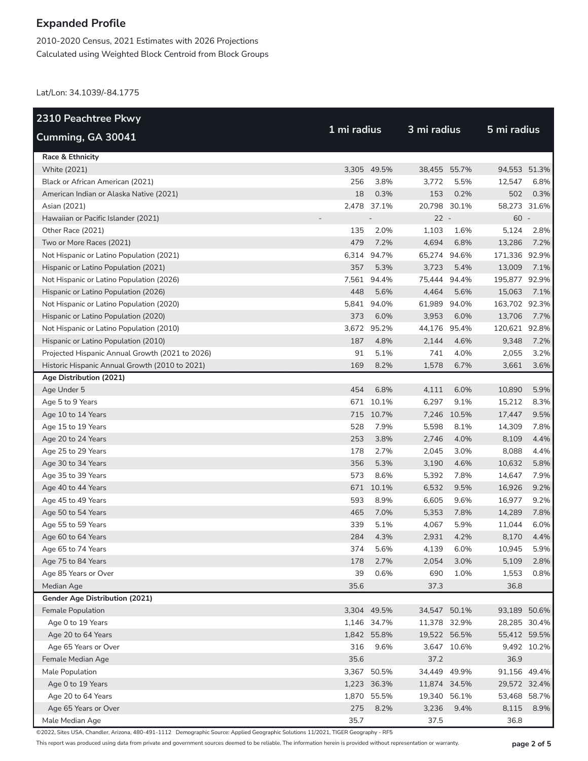# Expanded Profile

2010-2020 Census, 2021 Estimates with 2026 Projections
Calculated using Weighted Block Centroid from Block Groups

Lat/Lon: 34.1039/-84.1775

| 2310 Peachtree Pkwy Cumming, GA 30041 | 1 mi radius | | 3 mi radius | | 5 mi radius | |
|---|---|---|---|---|---|---|
| **Race & Ethnicity** | | | | | | |
| White (2021) | 3,305 | 49.5% | 38,455 | 55.7% | 94,553 | 51.3% |
| Black or African American (2021) | 256 | 3.8% | 3,772 | 5.5% | 12,547 | 6.8% |
| American Indian or Alaska Native (2021) | 18 | 0.3% | 153 | 0.2% | 502 | 0.3% |
| Asian (2021) | 2,478 | 37.1% | 20,798 | 30.1% | 58,273 | 31.6% |
| Hawaiian or Pacific Islander (2021) | - | - | 22 | - | 60 | - |
| Other Race (2021) | 135 | 2.0% | 1,103 | 1.6% | 5,124 | 2.8% |
| Two or More Races (2021) | 479 | 7.2% | 4,694 | 6.8% | 13,286 | 7.2% |
| Not Hispanic or Latino Population (2021) | 6,314 | 94.7% | 65,274 | 94.6% | 171,336 | 92.9% |
| Hispanic or Latino Population (2021) | 357 | 5.3% | 3,723 | 5.4% | 13,009 | 7.1% |
| Not Hispanic or Latino Population (2026) | 7,561 | 94.4% | 75,444 | 94.4% | 195,877 | 92.9% |
| Hispanic or Latino Population (2026) | 448 | 5.6% | 4,464 | 5.6% | 15,063 | 7.1% |
| Not Hispanic or Latino Population (2020) | 5,841 | 94.0% | 61,989 | 94.0% | 163,702 | 92.3% |
| Hispanic or Latino Population (2020) | 373 | 6.0% | 3,953 | 6.0% | 13,706 | 7.7% |
| Not Hispanic or Latino Population (2010) | 3,672 | 95.2% | 44,176 | 95.4% | 120,621 | 92.8% |
| Hispanic or Latino Population (2010) | 187 | 4.8% | 2,144 | 4.6% | 9,348 | 7.2% |
| Projected Hispanic Annual Growth (2021 to 2026) | 91 | 5.1% | 741 | 4.0% | 2,055 | 3.2% |
| Historic Hispanic Annual Growth (2010 to 2021) | 169 | 8.2% | 1,578 | 6.7% | 3,661 | 3.6% |
| **Age Distribution (2021)** | | | | | | |
| Age Under 5 | 454 | 6.8% | 4,111 | 6.0% | 10,890 | 5.9% |
| Age 5 to 9 Years | 671 | 10.1% | 6,297 | 9.1% | 15,212 | 8.3% |
| Age 10 to 14 Years | 715 | 10.7% | 7,246 | 10.5% | 17,447 | 9.5% |
| Age 15 to 19 Years | 528 | 7.9% | 5,598 | 8.1% | 14,309 | 7.8% |
| Age 20 to 24 Years | 253 | 3.8% | 2,746 | 4.0% | 8,109 | 4.4% |
| Age 25 to 29 Years | 178 | 2.7% | 2,045 | 3.0% | 8,088 | 4.4% |
| Age 30 to 34 Years | 356 | 5.3% | 3,190 | 4.6% | 10,632 | 5.8% |
| Age 35 to 39 Years | 573 | 8.6% | 5,392 | 7.8% | 14,647 | 7.9% |
| Age 40 to 44 Years | 671 | 10.1% | 6,532 | 9.5% | 16,926 | 9.2% |
| Age 45 to 49 Years | 593 | 8.9% | 6,605 | 9.6% | 16,977 | 9.2% |
| Age 50 to 54 Years | 465 | 7.0% | 5,353 | 7.8% | 14,289 | 7.8% |
| Age 55 to 59 Years | 339 | 5.1% | 4,067 | 5.9% | 11,044 | 6.0% |
| Age 60 to 64 Years | 284 | 4.3% | 2,931 | 4.2% | 8,170 | 4.4% |
| Age 65 to 74 Years | 374 | 5.6% | 4,139 | 6.0% | 10,945 | 5.9% |
| Age 75 to 84 Years | 178 | 2.7% | 2,054 | 3.0% | 5,109 | 2.8% |
| Age 85 Years or Over | 39 | 0.6% | 690 | 1.0% | 1,553 | 0.8% |
| Median Age | 35.6 | | 37.3 | | 36.8 | |
| **Gender Age Distribution (2021)** | | | | | | |
| Female Population | 3,304 | 49.5% | 34,547 | 50.1% | 93,189 | 50.6% |
| Age 0 to 19 Years | 1,146 | 34.7% | 11,378 | 32.9% | 28,285 | 30.4% |
| Age 20 to 64 Years | 1,842 | 55.8% | 19,522 | 56.5% | 55,412 | 59.5% |
| Age 65 Years or Over | 316 | 9.6% | 3,647 | 10.6% | 9,492 | 10.2% |
| Female Median Age | 35.6 | | 37.2 | | 36.9 | |
| Male Population | 3,367 | 50.5% | 34,449 | 49.9% | 91,156 | 49.4% |
| Age 0 to 19 Years | 1,223 | 36.3% | 11,874 | 34.5% | 29,572 | 32.4% |
| Age 20 to 64 Years | 1,870 | 55.5% | 19,340 | 56.1% | 53,468 | 58.7% |
| Age 65 Years or Over | 275 | 8.2% | 3,236 | 9.4% | 8,115 | 8.9% |
| Male Median Age | 35.7 | | 37.5 | | 36.8 | |

©2022, Sites USA, Chandler, Arizona, 480-491-1112 Demographic Source: Applied Geographic Solutions 11/2021, TIGER Geography - RF5

This report was produced using data from private and government sources deemed to be reliable. The information herein is provided without representation or warranty.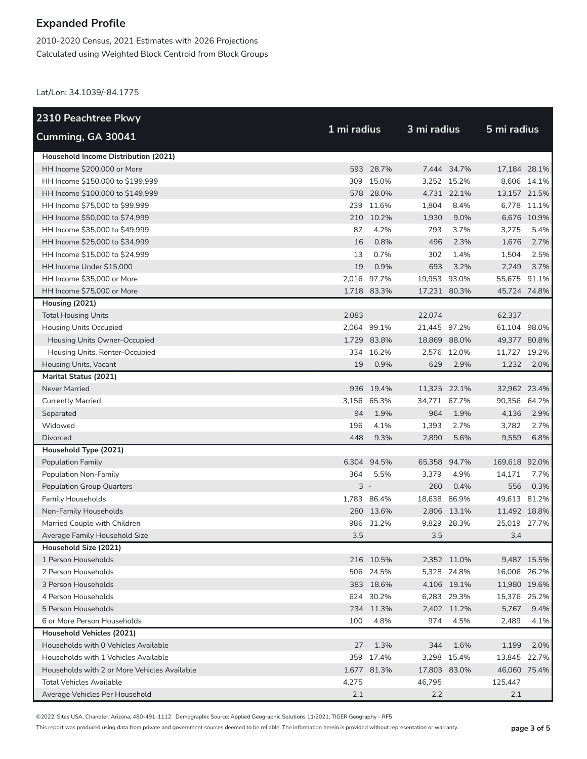# Expanded Profile

2010-2020 Census, 2021 Estimates with 2026 Projections
Calculated using Weighted Block Centroid from Block Groups

Lat/Lon: 34.1039/-84.1775

| 2310 Peachtree Pkwy<br>Cumming, GA 30041 | 1 mi radius | | 3 mi radius | | 5 mi radius | |
|---|---|---|---|---|---|---|
| **Household Income Distribution (2021)** | | | | | | |
| HH Income $200,000 or More | 593 | 28.7% | 7,444 | 34.7% | 17,184 | 28.1% |
| HH Income $150,000 to $199,999 | 309 | 15.0% | 3,252 | 15.2% | 8,606 | 14.1% |
| HH Income $100,000 to $149,999 | 578 | 28.0% | 4,731 | 22.1% | 13,157 | 21.5% |
| HH Income $75,000 to $99,999 | 239 | 11.6% | 1,804 | 8.4% | 6,778 | 11.1% |
| HH Income $50,000 to $74,999 | 210 | 10.2% | 1,930 | 9.0% | 6,676 | 10.9% |
| HH Income $35,000 to $49,999 | 87 | 4.2% | 793 | 3.7% | 3,275 | 5.4% |
| HH Income $25,000 to $34,999 | 16 | 0.8% | 496 | 2.3% | 1,676 | 2.7% |
| HH Income $15,000 to $24,999 | 13 | 0.7% | 302 | 1.4% | 1,504 | 2.5% |
| HH Income Under $15,000 | 19 | 0.9% | 693 | 3.2% | 2,249 | 3.7% |
| HH Income $35,000 or More | 2,016 | 97.7% | 19,953 | 93.0% | 55,675 | 91.1% |
| HH Income $75,000 or More | 1,718 | 83.3% | 17,231 | 80.3% | 45,724 | 74.8% |
| **Housing (2021)** | | | | | | |
| Total Housing Units | 2,083 | | 22,074 | | 62,337 | |
| Housing Units Occupied | 2,064 | 99.1% | 21,445 | 97.2% | 61,104 | 98.0% |
| Housing Units Owner-Occupied | 1,729 | 83.8% | 18,869 | 88.0% | 49,377 | 80.8% |
| Housing Units, Renter-Occupied | 334 | 16.2% | 2,576 | 12.0% | 11,727 | 19.2% |
| Housing Units, Vacant | 19 | 0.9% | 629 | 2.9% | 1,232 | 2.0% |
| **Marital Status (2021)** | | | | | | |
| Never Married | 936 | 19.4% | 11,325 | 22.1% | 32,962 | 23.4% |
| Currently Married | 3,156 | 65.3% | 34,771 | 67.7% | 90,356 | 64.2% |
| Separated | 94 | 1.9% | 964 | 1.9% | 4,136 | 2.9% |
| Widowed | 196 | 4.1% | 1,393 | 2.7% | 3,782 | 2.7% |
| Divorced | 448 | 9.3% | 2,890 | 5.6% | 9,559 | 6.8% |
| **Household Type (2021)** | | | | | | |
| Population Family | 6,304 | 94.5% | 65,358 | 94.7% | 169,618 | 92.0% |
| Population Non-Family | 364 | 5.5% | 3,379 | 4.9% | 14,171 | 7.7% |
| Population Group Quarters | 3 | - | 260 | 0.4% | 556 | 0.3% |
| Family Households | 1,783 | 86.4% | 18,638 | 86.9% | 49,613 | 81.2% |
| Non-Family Households | 280 | 13.6% | 2,806 | 13.1% | 11,492 | 18.8% |
| Married Couple with Children | 986 | 31.2% | 9,829 | 28.3% | 25,019 | 27.7% |
| Average Family Household Size | 3.5 | | 3.5 | | 3.4 | |
| **Household Size (2021)** | | | | | | |
| 1 Person Households | 216 | 10.5% | 2,352 | 11.0% | 9,487 | 15.5% |
| 2 Person Households | 506 | 24.5% | 5,328 | 24.8% | 16,006 | 26.2% |
| 3 Person Households | 383 | 18.6% | 4,106 | 19.1% | 11,980 | 19.6% |
| 4 Person Households | 624 | 30.2% | 6,283 | 29.3% | 15,376 | 25.2% |
| 5 Person Households | 234 | 11.3% | 2,402 | 11.2% | 5,767 | 9.4% |
| 6 or More Person Households | 100 | 4.8% | 974 | 4.5% | 2,489 | 4.1% |
| **Household Vehicles (2021)** | | | | | | |
| Households with 0 Vehicles Available | 27 | 1.3% | 344 | 1.6% | 1,199 | 2.0% |
| Households with 1 Vehicles Available | 359 | 17.4% | 3,298 | 15.4% | 13,845 | 22.7% |
| Households with 2 or More Vehicles Available | 1,677 | 81.3% | 17,803 | 83.0% | 46,060 | 75.4% |
| Total Vehicles Available | 4,275 | | 46,795 | | 125,447 | |
| Average Vehicles Per Household | 2.1 | | 2.2 | | 2.1 | |

©2022, Sites USA, Chandler, Arizona, 480-491-1112 Demographic Source: Applied Geographic Solutions 11/2021, TIGER Geography - RF5

This report was produced using data from private and government sources deemed to be reliable. The information herein is provided without representation or warranty.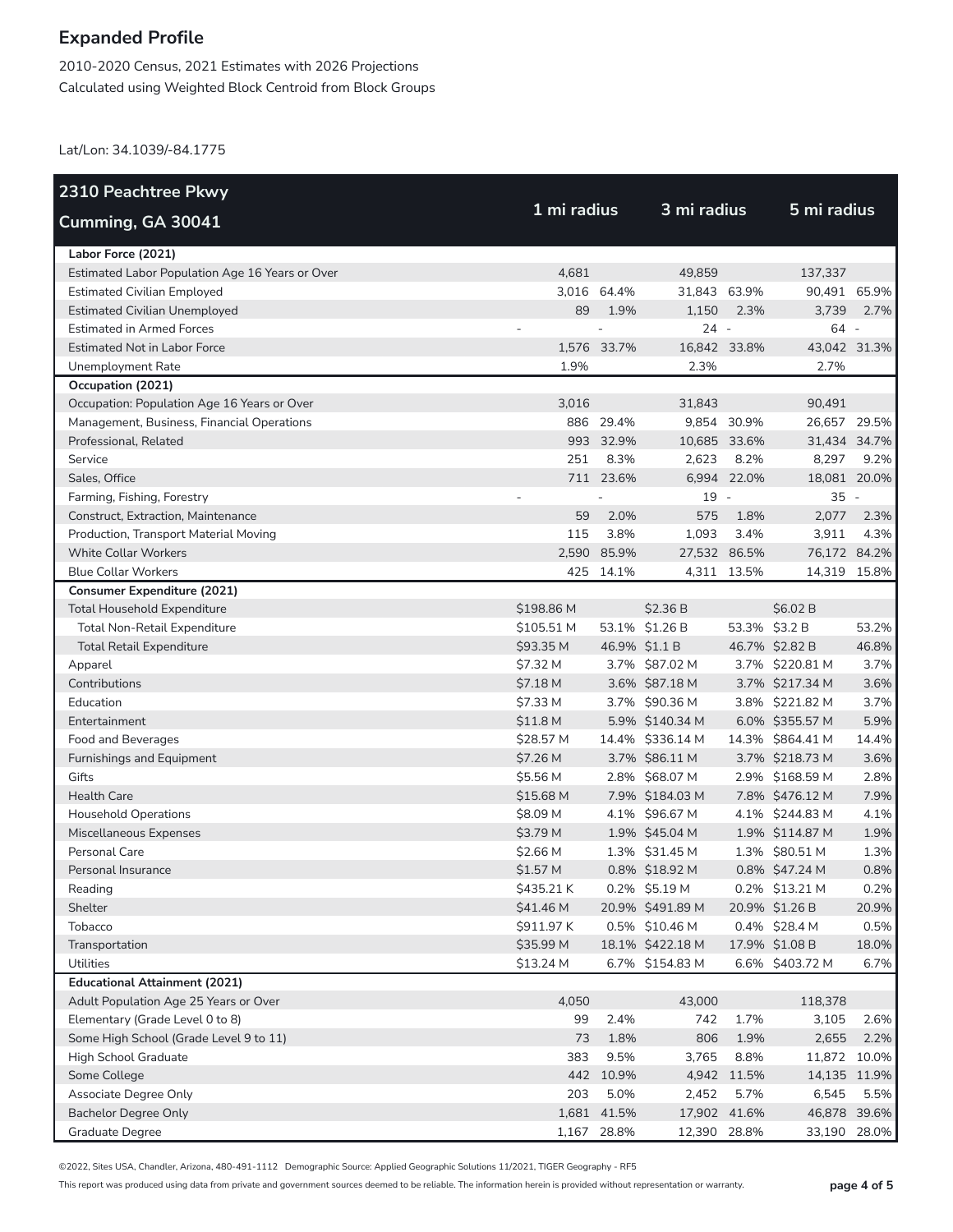# Expanded Profile

2010-2020 Census, 2021 Estimates with 2026 Projections
Calculated using Weighted Block Centroid from Block Groups

Lat/Lon: 34.1039/-84.1775

| 2310 Peachtree Pkwy Cumming, GA 30041 | 1 mi radius | | 3 mi radius | | 5 mi radius | |
|---|---|---|---|---|---|---|
| **Labor Force (2021)** | | | | | | |
| Estimated Labor Population Age 16 Years or Over | 4,681 | | 49,859 | | 137,337 | |
| Estimated Civilian Employed | 3,016 | 64.4% | 31,843 | 63.9% | 90,491 | 65.9% |
| Estimated Civilian Unemployed | 89 | 1.9% | 1,150 | 2.3% | 3,739 | 2.7% |
| Estimated in Armed Forces | - | - | 24 | - | 64 | - |
| Estimated Not in Labor Force | 1,576 | 33.7% | 16,842 | 33.8% | 43,042 | 31.3% |
| Unemployment Rate | 1.9% | | 2.3% | | 2.7% | |
| **Occupation (2021)** | | | | | | |
| Occupation: Population Age 16 Years or Over | 3,016 | | 31,843 | | 90,491 | |
| Management, Business, Financial Operations | 886 | 29.4% | 9,854 | 30.9% | 26,657 | 29.5% |
| Professional, Related | 993 | 32.9% | 10,685 | 33.6% | 31,434 | 34.7% |
| Service | 251 | 8.3% | 2,623 | 8.2% | 8,297 | 9.2% |
| Sales, Office | 711 | 23.6% | 6,994 | 22.0% | 18,081 | 20.0% |
| Farming, Fishing, Forestry | - | - | 19 | - | 35 | - |
| Construct, Extraction, Maintenance | 59 | 2.0% | 575 | 1.8% | 2,077 | 2.3% |
| Production, Transport Material Moving | 115 | 3.8% | 1,093 | 3.4% | 3,911 | 4.3% |
| White Collar Workers | 2,590 | 85.9% | 27,532 | 86.5% | 76,172 | 84.2% |
| Blue Collar Workers | 425 | 14.1% | 4,311 | 13.5% | 14,319 | 15.8% |
| **Consumer Expenditure (2021)** | | | | | | |
| Total Household Expenditure | $198.86 M | | $2.36 B | | $6.02 B | |
| Total Non-Retail Expenditure | $105.51 M | 53.1% | $1.26 B | 53.3% | $3.2 B | 53.2% |
| Total Retail Expenditure | $93.35 M | 46.9% | $1.1 B | 46.7% | $2.82 B | 46.8% |
| Apparel | $7.32 M | 3.7% | $87.02 M | 3.7% | $220.81 M | 3.7% |
| Contributions | $7.18 M | 3.6% | $87.18 M | 3.7% | $217.34 M | 3.6% |
| Education | $7.33 M | 3.7% | $90.36 M | 3.8% | $221.82 M | 3.7% |
| Entertainment | $11.8 M | 5.9% | $140.34 M | 6.0% | $355.57 M | 5.9% |
| Food and Beverages | $28.57 M | 14.4% | $336.14 M | 14.3% | $864.41 M | 14.4% |
| Furnishings and Equipment | $7.26 M | 3.7% | $86.11 M | 3.7% | $218.73 M | 3.6% |
| Gifts | $5.56 M | 2.8% | $68.07 M | 2.9% | $168.59 M | 2.8% |
| Health Care | $15.68 M | 7.9% | $184.03 M | 7.8% | $476.12 M | 7.9% |
| Household Operations | $8.09 M | 4.1% | $96.67 M | 4.1% | $244.83 M | 4.1% |
| Miscellaneous Expenses | $3.79 M | 1.9% | $45.04 M | 1.9% | $114.87 M | 1.9% |
| Personal Care | $2.66 M | 1.3% | $31.45 M | 1.3% | $80.51 M | 1.3% |
| Personal Insurance | $1.57 M | 0.8% | $18.92 M | 0.8% | $47.24 M | 0.8% |
| Reading | $435.21 K | 0.2% | $5.19 M | 0.2% | $13.21 M | 0.2% |
| Shelter | $41.46 M | 20.9% | $491.89 M | 20.9% | $1.26 B | 20.9% |
| Tobacco | $911.97 K | 0.5% | $10.46 M | 0.4% | $28.4 M | 0.5% |
| Transportation | $35.99 M | 18.1% | $422.18 M | 17.9% | $1.08 B | 18.0% |
| Utilities | $13.24 M | 6.7% | $154.83 M | 6.6% | $403.72 M | 6.7% |
| **Educational Attainment (2021)** | | | | | | |
| Adult Population Age 25 Years or Over | 4,050 | | 43,000 | | 118,378 | |
| Elementary (Grade Level 0 to 8) | 99 | 2.4% | 742 | 1.7% | 3,105 | 2.6% |
| Some High School (Grade Level 9 to 11) | 73 | 1.8% | 806 | 1.9% | 2,655 | 2.2% |
| High School Graduate | 383 | 9.5% | 3,765 | 8.8% | 11,872 | 10.0% |
| Some College | 442 | 10.9% | 4,942 | 11.5% | 14,135 | 11.9% |
| Associate Degree Only | 203 | 5.0% | 2,452 | 5.7% | 6,545 | 5.5% |
| Bachelor Degree Only | 1,681 | 41.5% | 17,902 | 41.6% | 46,878 | 39.6% |
| Graduate Degree | 1,167 | 28.8% | 12,390 | 28.8% | 33,190 | 28.0% |

©2022, Sites USA, Chandler, Arizona, 480-491-1112 Demographic Source: Applied Geographic Solutions 11/2021, TIGER Geography - RF5

This report was produced using data from private and government sources deemed to be reliable. The information herein is provided without representation or warranty.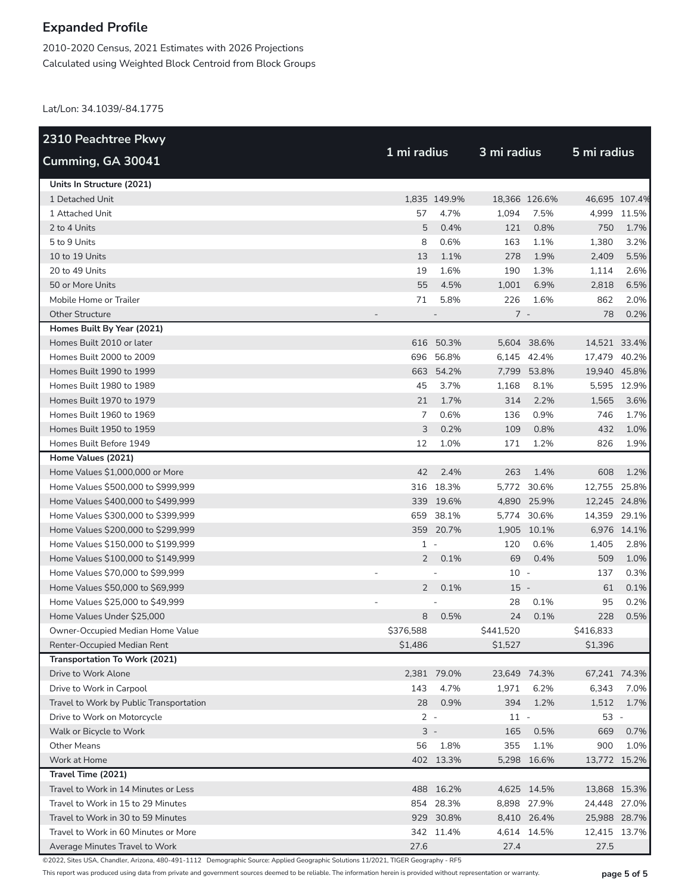## Expanded Profile

2010-2020 Census, 2021 Estimates with 2026 Projections
Calculated using Weighted Block Centroid from Block Groups

Lat/Lon: 34.1039/-84.1775

| 2310 Peachtree Pkwy Cumming, GA 30041 | 1 mi radius | | 3 mi radius | | 5 mi radius | |
|---|---|---|---|---|---|---|
| **Units In Structure (2021)** | | | | | | |
| 1 Detached Unit | 1,835 | 149.9% | 18,366 | 126.6% | 46,695 | 107.4% |
| 1 Attached Unit | 57 | 4.7% | 1,094 | 7.5% | 4,999 | 11.5% |
| 2 to 4 Units | 5 | 0.4% | 121 | 0.8% | 750 | 1.7% |
| 5 to 9 Units | 8 | 0.6% | 163 | 1.1% | 1,380 | 3.2% |
| 10 to 19 Units | 13 | 1.1% | 278 | 1.9% | 2,409 | 5.5% |
| 20 to 49 Units | 19 | 1.6% | 190 | 1.3% | 1,114 | 2.6% |
| 50 or More Units | 55 | 4.5% | 1,001 | 6.9% | 2,818 | 6.5% |
| Mobile Home or Trailer | 71 | 5.8% | 226 | 1.6% | 862 | 2.0% |
| Other Structure | - | - | 7 | - | 78 | 0.2% |
| **Homes Built By Year (2021)** | | | | | | |
| Homes Built 2010 or later | 616 | 50.3% | 5,604 | 38.6% | 14,521 | 33.4% |
| Homes Built 2000 to 2009 | 696 | 56.8% | 6,145 | 42.4% | 17,479 | 40.2% |
| Homes Built 1990 to 1999 | 663 | 54.2% | 7,799 | 53.8% | 19,940 | 45.8% |
| Homes Built 1980 to 1989 | 45 | 3.7% | 1,168 | 8.1% | 5,595 | 12.9% |
| Homes Built 1970 to 1979 | 21 | 1.7% | 314 | 2.2% | 1,565 | 3.6% |
| Homes Built 1960 to 1969 | 7 | 0.6% | 136 | 0.9% | 746 | 1.7% |
| Homes Built 1950 to 1959 | 3 | 0.2% | 109 | 0.8% | 432 | 1.0% |
| Homes Built Before 1949 | 12 | 1.0% | 171 | 1.2% | 826 | 1.9% |
| **Home Values (2021)** | | | | | | |
| Home Values $1,000,000 or More | 42 | 2.4% | 263 | 1.4% | 608 | 1.2% |
| Home Values $500,000 to $999,999 | 316 | 18.3% | 5,772 | 30.6% | 12,755 | 25.8% |
| Home Values $400,000 to $499,999 | 339 | 19.6% | 4,890 | 25.9% | 12,245 | 24.8% |
| Home Values $300,000 to $399,999 | 659 | 38.1% | 5,774 | 30.6% | 14,359 | 29.1% |
| Home Values $200,000 to $299,999 | 359 | 20.7% | 1,905 | 10.1% | 6,976 | 14.1% |
| Home Values $150,000 to $199,999 | 1 | - | 120 | 0.6% | 1,405 | 2.8% |
| Home Values $100,000 to $149,999 | 2 | 0.1% | 69 | 0.4% | 509 | 1.0% |
| Home Values $70,000 to $99,999 | - | - | 10 | - | 137 | 0.3% |
| Home Values $50,000 to $69,999 | 2 | 0.1% | 15 | - | 61 | 0.1% |
| Home Values $25,000 to $49,999 | - | - | 28 | 0.1% | 95 | 0.2% |
| Home Values Under $25,000 | 8 | 0.5% | 24 | 0.1% | 228 | 0.5% |
| Owner-Occupied Median Home Value | $376,588 | | $441,520 | | $416,833 | |
| Renter-Occupied Median Rent | $1,486 | | $1,527 | | $1,396 | |
| **Transportation To Work (2021)** | | | | | | |
| Drive to Work Alone | 2,381 | 79.0% | 23,649 | 74.3% | 67,241 | 74.3% |
| Drive to Work in Carpool | 143 | 4.7% | 1,971 | 6.2% | 6,343 | 7.0% |
| Travel to Work by Public Transportation | 28 | 0.9% | 394 | 1.2% | 1,512 | 1.7% |
| Drive to Work on Motorcycle | 2 | - | 11 | - | 53 | - |
| Walk or Bicycle to Work | 3 | - | 165 | 0.5% | 669 | 0.7% |
| Other Means | 56 | 1.8% | 355 | 1.1% | 900 | 1.0% |
| Work at Home | 402 | 13.3% | 5,298 | 16.6% | 13,772 | 15.2% |
| **Travel Time (2021)** | | | | | | |
| Travel to Work in 14 Minutes or Less | 488 | 16.2% | 4,625 | 14.5% | 13,868 | 15.3% |
| Travel to Work in 15 to 29 Minutes | 854 | 28.3% | 8,898 | 27.9% | 24,448 | 27.0% |
| Travel to Work in 30 to 59 Minutes | 929 | 30.8% | 8,410 | 26.4% | 25,988 | 28.7% |
| Travel to Work in 60 Minutes or More | 342 | 11.4% | 4,614 | 14.5% | 12,415 | 13.7% |
| Average Minutes Travel to Work | 27.6 | | 27.4 | | 27.5 | |

©2022, Sites USA, Chandler, Arizona, 480-491-1112 Demographic Source: Applied Geographic Solutions 11/2021, TIGER Geography - RF5

This report was produced using data from private and government sources deemed to be reliable. The information herein is provided without representation or warranty.